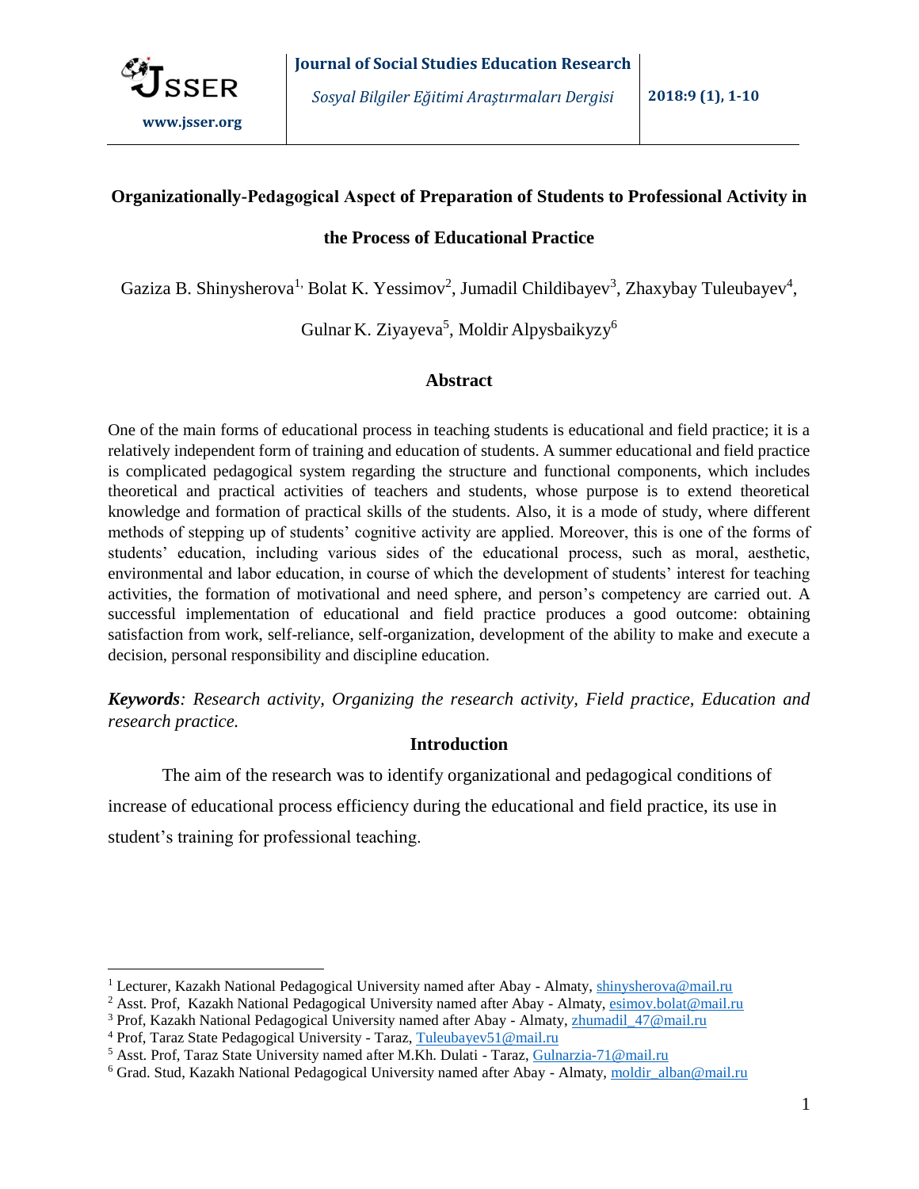# Organizationally-Pedagogical Aspect of Preparation of Students to Professional Activity in the Process of Educational Practice

Gaziza B. Shinysherova[1], Bolat K. Yessimov[2], Jumadil Childibayev[3], Zhaxybay Tuleubayev[4], Gulnar K. Ziyayeva[5], Moldir Alpysbaikyzy[6]

## Abstract

One of the main forms of educational process in teaching students is educational and field practice; it is a relatively independent form of training and education of students. A summer educational and field practice is complicated pedagogical system regarding the structure and functional components, which includes theoretical and practical activities of teachers and students, whose purpose is to extend theoretical knowledge and formation of practical skills of the students. Also, it is a mode of study, where different methods of stepping up of students' cognitive activity are applied. Moreover, this is one of the forms of students' education, including various sides of the educational process, such as moral, aesthetic, environmental and labor education, in course of which the development of students' interest for teaching activities, the formation of motivational and need sphere, and person's competency are carried out. A successful implementation of educational and field practice produces a good outcome: obtaining satisfaction from work, self-reliance, self-organization, development of the ability to make and execute a decision, personal responsibility and discipline education.

***Keywords**: Research activity, Organizing the research activity, Field practice, Education and research practice.*

## Introduction

The aim of the research was to identify organizational and pedagogical conditions of increase of educational process efficiency during the educational and field practice, its use in student's training for professional teaching.

---

[1] Lecturer, Kazakh National Pedagogical University named after Abay - Almaty, shinysherova@mail.ru
[2] Asst. Prof, Kazakh National Pedagogical University named after Abay - Almaty, esimov.bolat@mail.ru
[3] Prof, Kazakh National Pedagogical University named after Abay - Almaty, zhumadil_47@mail.ru
[4] Prof, Taraz State Pedagogical University - Taraz, Tuleubayev51@mail.ru
[5] Asst. Prof, Taraz State University named after M.Kh. Dulati - Taraz, Gulnarzia-71@mail.ru
[6] Grad. Stud, Kazakh National Pedagogical University named after Abay - Almaty, moldir_alban@mail.ru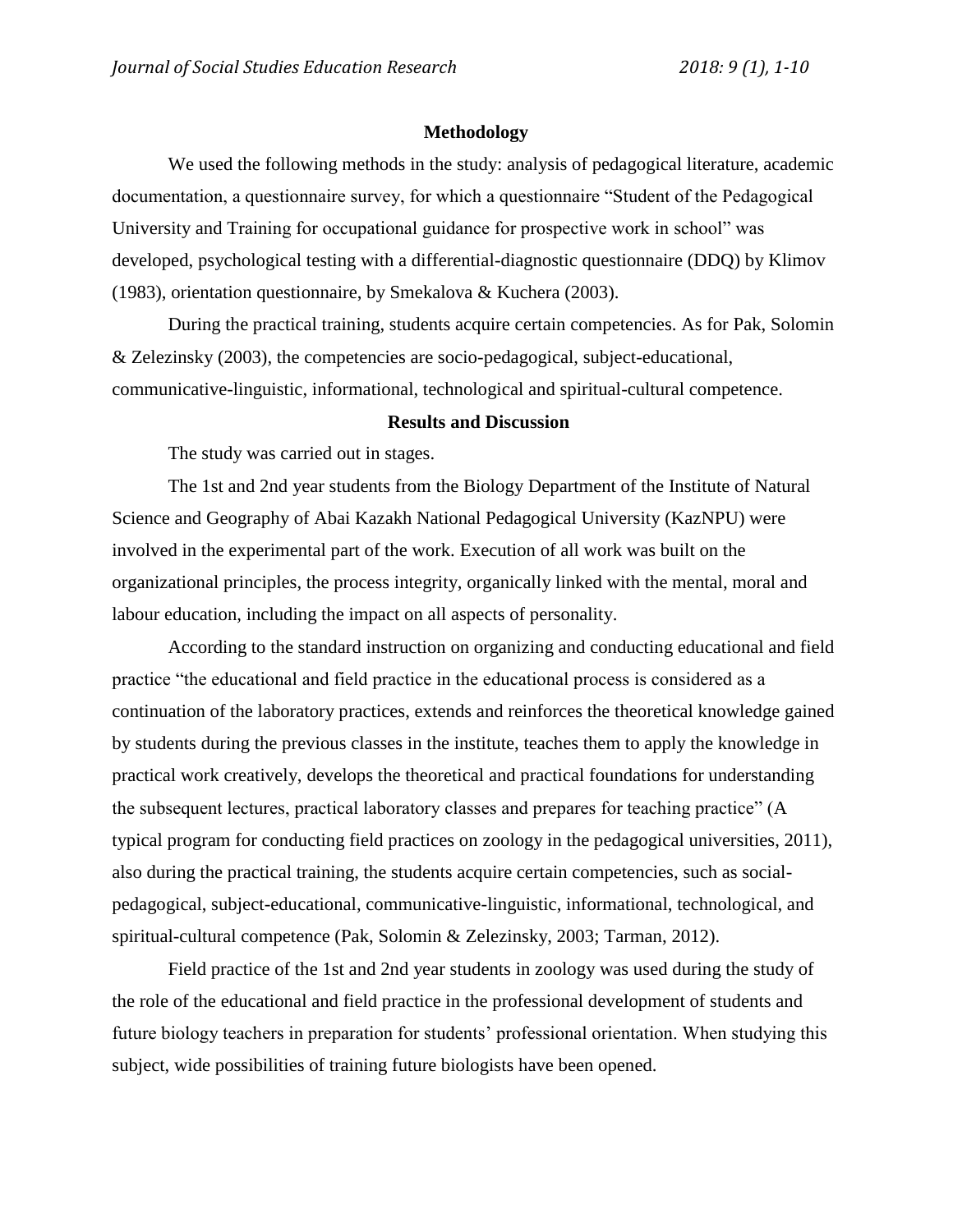## Methodology

We used the following methods in the study: analysis of pedagogical literature, academic documentation, a questionnaire survey, for which a questionnaire "Student of the Pedagogical University and Training for occupational guidance for prospective work in school" was developed, psychological testing with a differential-diagnostic questionnaire (DDQ) by Klimov (1983), orientation questionnaire, by Smekalova & Kuchera (2003).

During the practical training, students acquire certain competencies. As for Pak, Solomin & Zelezinsky (2003), the competencies are socio-pedagogical, subject-educational, communicative-linguistic, informational, technological and spiritual-cultural competence.

## Results and Discussion

The study was carried out in stages.

The 1st and 2nd year students from the Biology Department of the Institute of Natural Science and Geography of Abai Kazakh National Pedagogical University (KazNPU) were involved in the experimental part of the work. Execution of all work was built on the organizational principles, the process integrity, organically linked with the mental, moral and labour education, including the impact on all aspects of personality.

According to the standard instruction on organizing and conducting educational and field practice "the educational and field practice in the educational process is considered as a continuation of the laboratory practices, extends and reinforces the theoretical knowledge gained by students during the previous classes in the institute, teaches them to apply the knowledge in practical work creatively, develops the theoretical and practical foundations for understanding the subsequent lectures, practical laboratory classes and prepares for teaching practice" (A typical program for conducting field practices on zoology in the pedagogical universities, 2011), also during the practical training, the students acquire certain competencies, such as social-pedagogical, subject-educational, communicative-linguistic, informational, technological, and spiritual-cultural competence (Pak, Solomin & Zelezinsky, 2003; Tarman, 2012).

Field practice of the 1st and 2nd year students in zoology was used during the study of the role of the educational and field practice in the professional development of students and future biology teachers in preparation for students' professional orientation. When studying this subject, wide possibilities of training future biologists have been opened.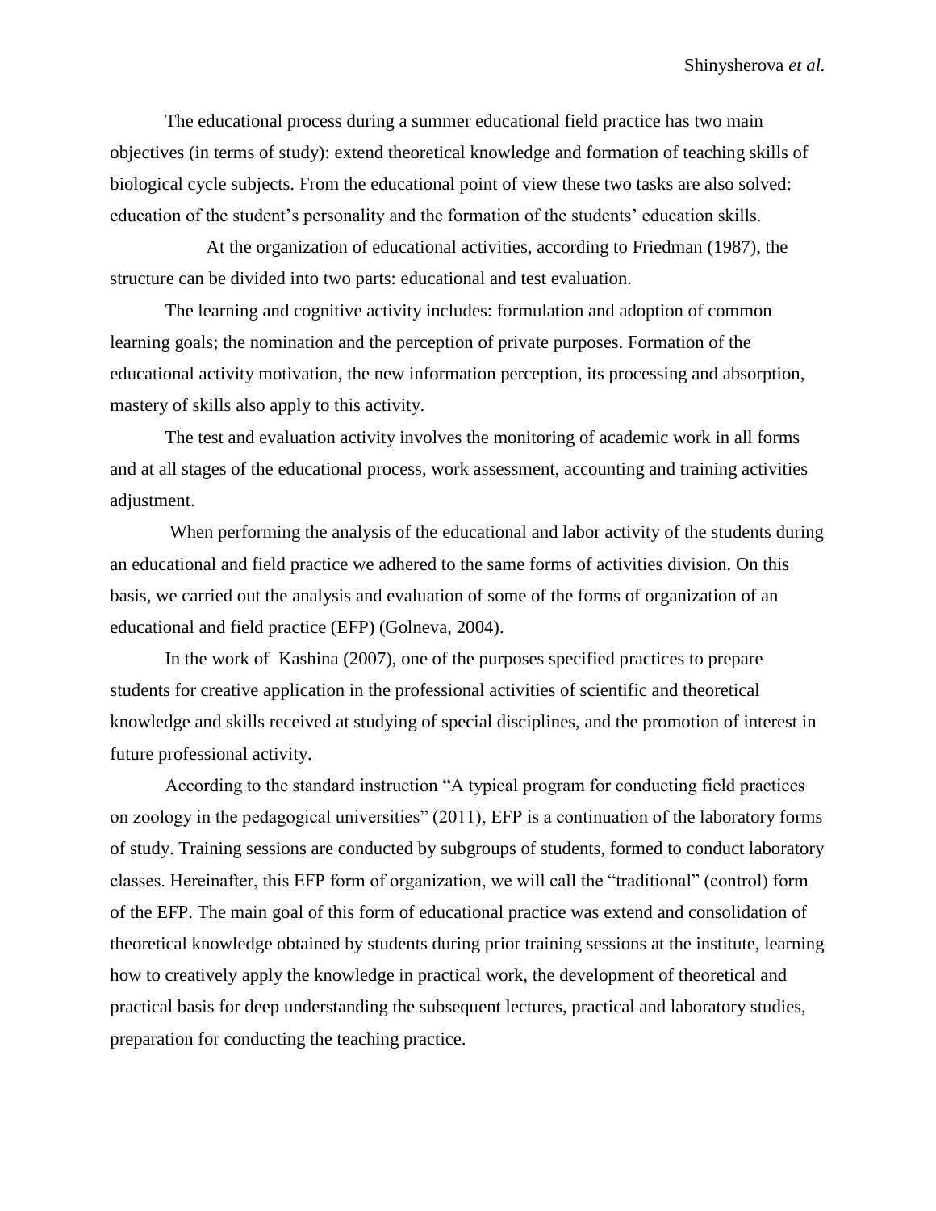The educational process during a summer educational field practice has two main objectives (in terms of study): extend theoretical knowledge and formation of teaching skills of biological cycle subjects. From the educational point of view these two tasks are also solved: education of the student's personality and the formation of the students' education skills.

At the organization of educational activities, according to Friedman (1987), the structure can be divided into two parts: educational and test evaluation.

The learning and cognitive activity includes: formulation and adoption of common learning goals; the nomination and the perception of private purposes. Formation of the educational activity motivation, the new information perception, its processing and absorption, mastery of skills also apply to this activity.

The test and evaluation activity involves the monitoring of academic work in all forms and at all stages of the educational process, work assessment, accounting and training activities adjustment.

When performing the analysis of the educational and labor activity of the students during an educational and field practice we adhered to the same forms of activities division. On this basis, we carried out the analysis and evaluation of some of the forms of organization of an educational and field practice (EFP) (Golneva, 2004).

In the work of Kashina (2007), one of the purposes specified practices to prepare students for creative application in the professional activities of scientific and theoretical knowledge and skills received at studying of special disciplines, and the promotion of interest in future professional activity.

According to the standard instruction "A typical program for conducting field practices on zoology in the pedagogical universities" (2011), EFP is a continuation of the laboratory forms of study. Training sessions are conducted by subgroups of students, formed to conduct laboratory classes. Hereinafter, this EFP form of organization, we will call the "traditional" (control) form of the EFP. The main goal of this form of educational practice was extend and consolidation of theoretical knowledge obtained by students during prior training sessions at the institute, learning how to creatively apply the knowledge in practical work, the development of theoretical and practical basis for deep understanding the subsequent lectures, practical and laboratory studies, preparation for conducting the teaching practice.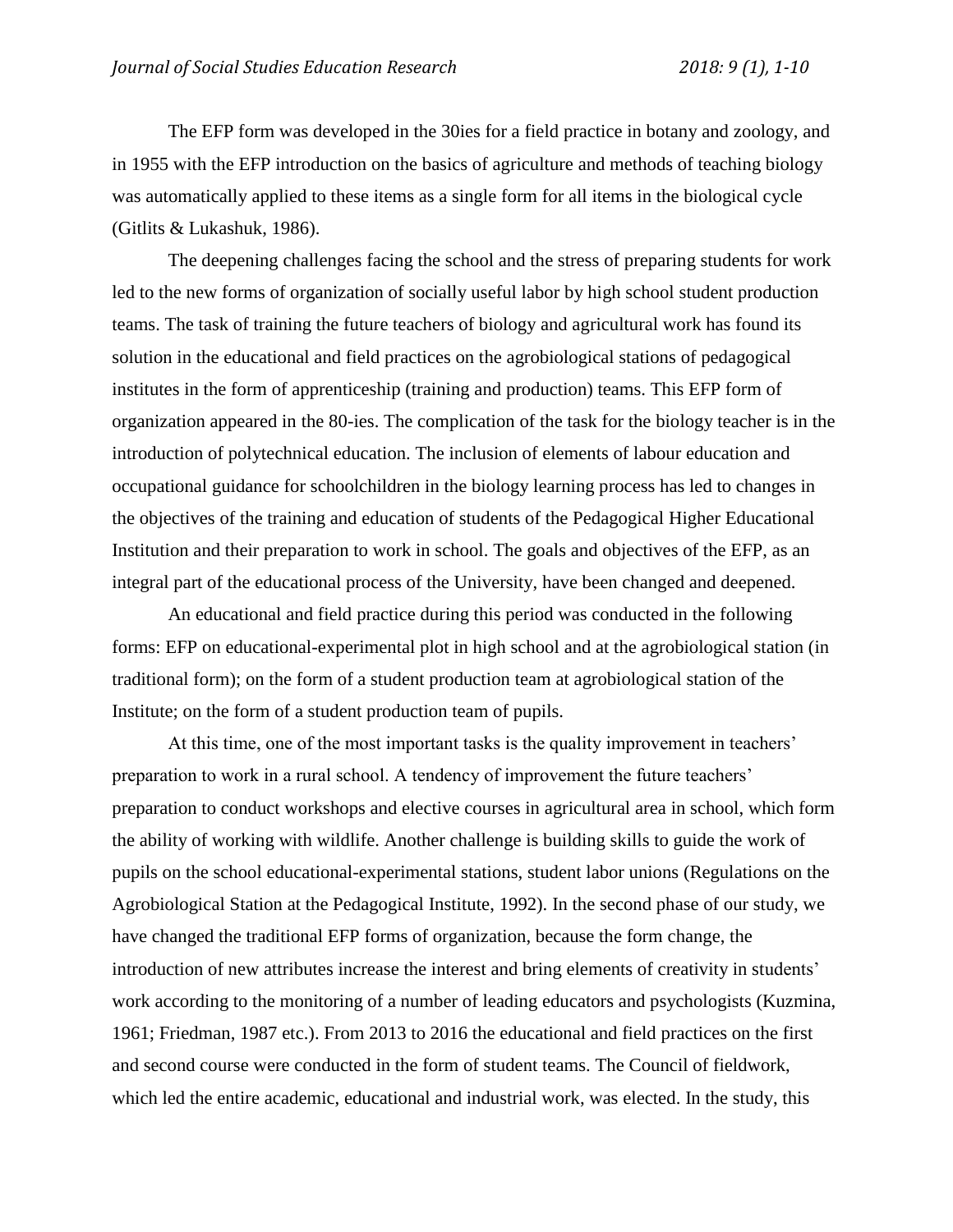The EFP form was developed in the 30ies for a field practice in botany and zoology, and in 1955 with the EFP introduction on the basics of agriculture and methods of teaching biology was automatically applied to these items as a single form for all items in the biological cycle (Gitlits & Lukashuk, 1986).

The deepening challenges facing the school and the stress of preparing students for work led to the new forms of organization of socially useful labor by high school student production teams. The task of training the future teachers of biology and agricultural work has found its solution in the educational and field practices on the agrobiological stations of pedagogical institutes in the form of apprenticeship (training and production) teams. This EFP form of organization appeared in the 80-ies. The complication of the task for the biology teacher is in the introduction of polytechnical education. The inclusion of elements of labour education and occupational guidance for schoolchildren in the biology learning process has led to changes in the objectives of the training and education of students of the Pedagogical Higher Educational Institution and their preparation to work in school. The goals and objectives of the EFP, as an integral part of the educational process of the University, have been changed and deepened.

An educational and field practice during this period was conducted in the following forms: EFP on educational-experimental plot in high school and at the agrobiological station (in traditional form); on the form of a student production team at agrobiological station of the Institute; on the form of a student production team of pupils.

At this time, one of the most important tasks is the quality improvement in teachers' preparation to work in a rural school. A tendency of improvement the future teachers' preparation to conduct workshops and elective courses in agricultural area in school, which form the ability of working with wildlife. Another challenge is building skills to guide the work of pupils on the school educational-experimental stations, student labor unions (Regulations on the Agrobiological Station at the Pedagogical Institute, 1992). In the second phase of our study, we have changed the traditional EFP forms of organization, because the form change, the introduction of new attributes increase the interest and bring elements of creativity in students' work according to the monitoring of a number of leading educators and psychologists (Kuzmina, 1961; Friedman, 1987 etc.). From 2013 to 2016 the educational and field practices on the first and second course were conducted in the form of student teams. The Council of fieldwork, which led the entire academic, educational and industrial work, was elected. In the study, this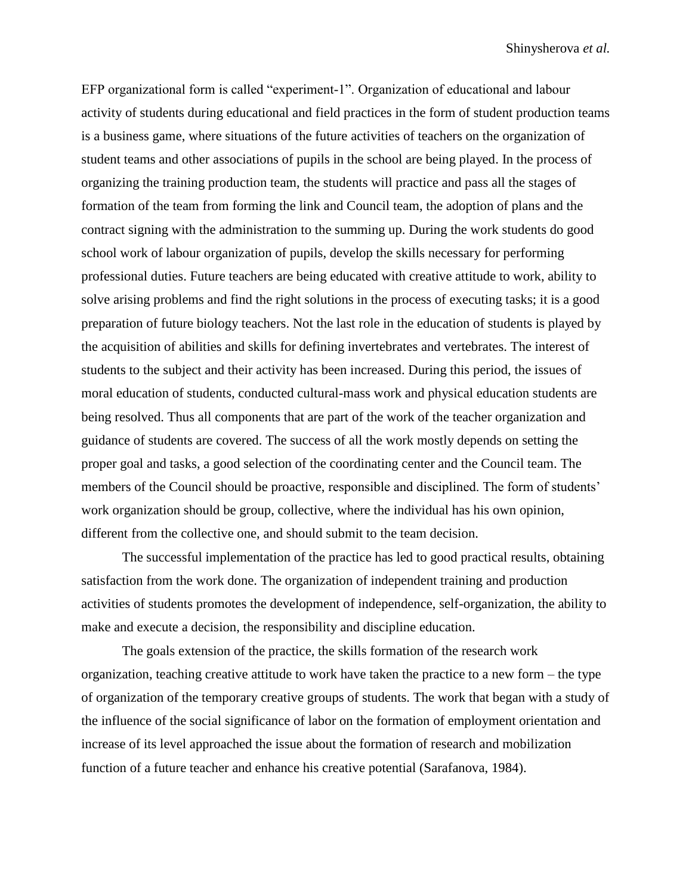EFP organizational form is called "experiment-1". Organization of educational and labour activity of students during educational and field practices in the form of student production teams is a business game, where situations of the future activities of teachers on the organization of student teams and other associations of pupils in the school are being played. In the process of organizing the training production team, the students will practice and pass all the stages of formation of the team from forming the link and Council team, the adoption of plans and the contract signing with the administration to the summing up. During the work students do good school work of labour organization of pupils, develop the skills necessary for performing professional duties. Future teachers are being educated with creative attitude to work, ability to solve arising problems and find the right solutions in the process of executing tasks; it is a good preparation of future biology teachers. Not the last role in the education of students is played by the acquisition of abilities and skills for defining invertebrates and vertebrates. The interest of students to the subject and their activity has been increased. During this period, the issues of moral education of students, conducted cultural-mass work and physical education students are being resolved. Thus all components that are part of the work of the teacher organization and guidance of students are covered. The success of all the work mostly depends on setting the proper goal and tasks, a good selection of the coordinating center and the Council team. The members of the Council should be proactive, responsible and disciplined. The form of students' work organization should be group, collective, where the individual has his own opinion, different from the collective one, and should submit to the team decision.

The successful implementation of the practice has led to good practical results, obtaining satisfaction from the work done. The organization of independent training and production activities of students promotes the development of independence, self-organization, the ability to make and execute a decision, the responsibility and discipline education.

The goals extension of the practice, the skills formation of the research work organization, teaching creative attitude to work have taken the practice to a new form – the type of organization of the temporary creative groups of students. The work that began with a study of the influence of the social significance of labor on the formation of employment orientation and increase of its level approached the issue about the formation of research and mobilization function of a future teacher and enhance his creative potential (Sarafanova, 1984).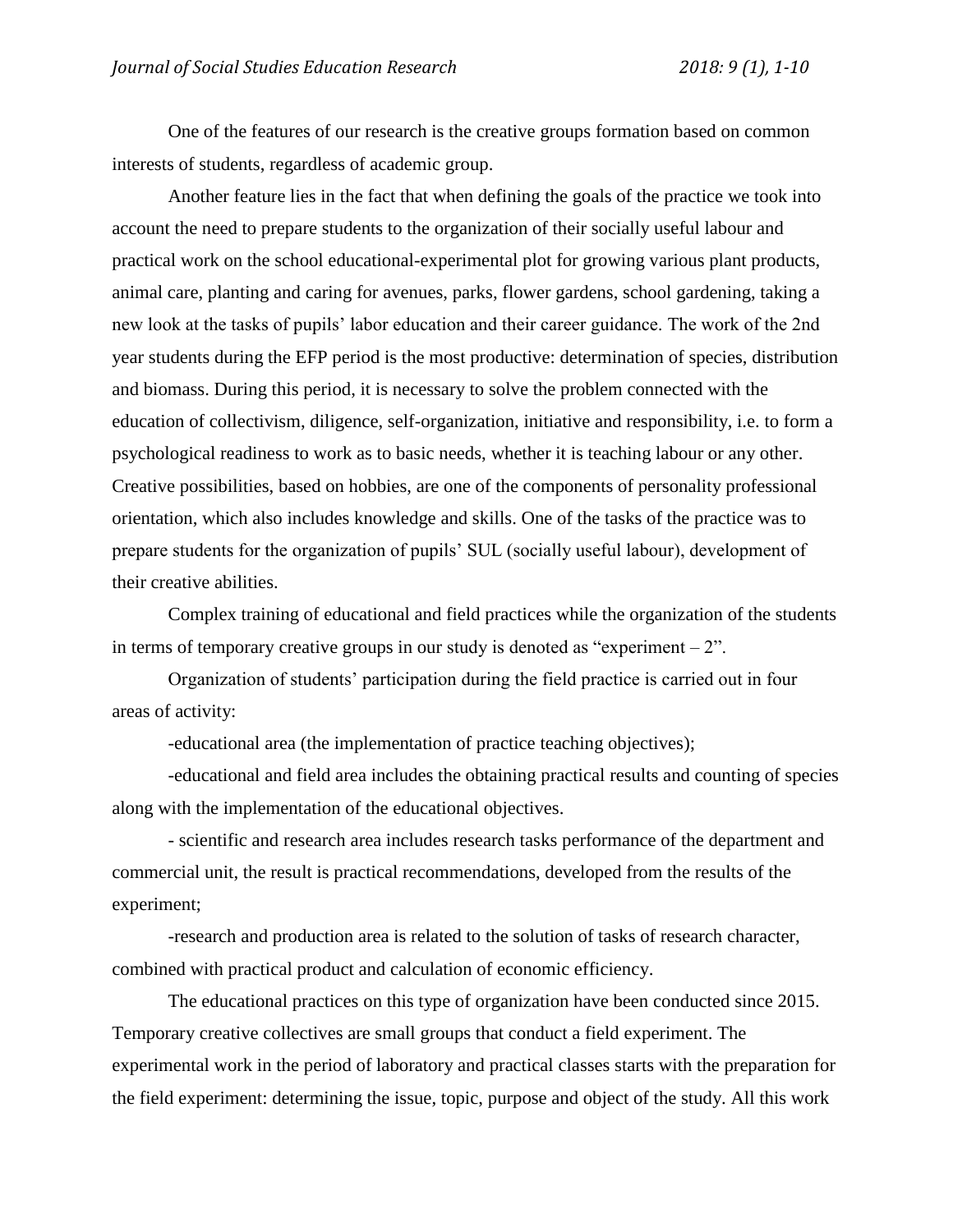One of the features of our research is the creative groups formation based on common interests of students, regardless of academic group.

Another feature lies in the fact that when defining the goals of the practice we took into account the need to prepare students to the organization of their socially useful labour and practical work on the school educational-experimental plot for growing various plant products, animal care, planting and caring for avenues, parks, flower gardens, school gardening, taking a new look at the tasks of pupils' labor education and their career guidance. The work of the 2nd year students during the EFP period is the most productive: determination of species, distribution and biomass. During this period, it is necessary to solve the problem connected with the education of collectivism, diligence, self-organization, initiative and responsibility, i.e. to form a psychological readiness to work as to basic needs, whether it is teaching labour or any other. Creative possibilities, based on hobbies, are one of the components of personality professional orientation, which also includes knowledge and skills. One of the tasks of the practice was to prepare students for the organization of pupils' SUL (socially useful labour), development of their creative abilities.

Complex training of educational and field practices while the organization of the students in terms of temporary creative groups in our study is denoted as "experiment – 2".

Organization of students' participation during the field practice is carried out in four areas of activity:

-educational area (the implementation of practice teaching objectives);

-educational and field area includes the obtaining practical results and counting of species along with the implementation of the educational objectives.

- scientific and research area includes research tasks performance of the department and commercial unit, the result is practical recommendations, developed from the results of the experiment;

-research and production area is related to the solution of tasks of research character, combined with practical product and calculation of economic efficiency.

The educational practices on this type of organization have been conducted since 2015. Temporary creative collectives are small groups that conduct a field experiment. The experimental work in the period of laboratory and practical classes starts with the preparation for the field experiment: determining the issue, topic, purpose and object of the study. All this work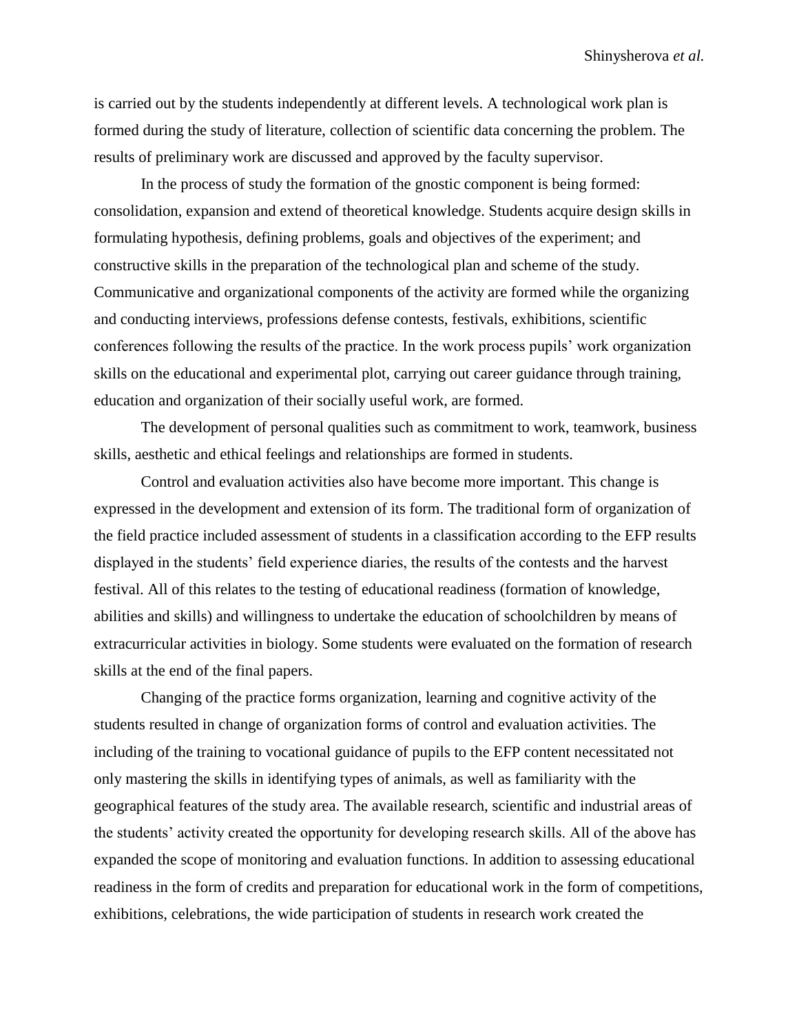is carried out by the students independently at different levels. A technological work plan is formed during the study of literature, collection of scientific data concerning the problem. The results of preliminary work are discussed and approved by the faculty supervisor.

In the process of study the formation of the gnostic component is being formed: consolidation, expansion and extend of theoretical knowledge. Students acquire design skills in formulating hypothesis, defining problems, goals and objectives of the experiment; and constructive skills in the preparation of the technological plan and scheme of the study. Communicative and organizational components of the activity are formed while the organizing and conducting interviews, professions defense contests, festivals, exhibitions, scientific conferences following the results of the practice. In the work process pupils' work organization skills on the educational and experimental plot, carrying out career guidance through training, education and organization of their socially useful work, are formed.

The development of personal qualities such as commitment to work, teamwork, business skills, aesthetic and ethical feelings and relationships are formed in students.

Control and evaluation activities also have become more important. This change is expressed in the development and extension of its form. The traditional form of organization of the field practice included assessment of students in a classification according to the EFP results displayed in the students' field experience diaries, the results of the contests and the harvest festival. All of this relates to the testing of educational readiness (formation of knowledge, abilities and skills) and willingness to undertake the education of schoolchildren by means of extracurricular activities in biology. Some students were evaluated on the formation of research skills at the end of the final papers.

Changing of the practice forms organization, learning and cognitive activity of the students resulted in change of organization forms of control and evaluation activities. The including of the training to vocational guidance of pupils to the EFP content necessitated not only mastering the skills in identifying types of animals, as well as familiarity with the geographical features of the study area. The available research, scientific and industrial areas of the students' activity created the opportunity for developing research skills. All of the above has expanded the scope of monitoring and evaluation functions. In addition to assessing educational readiness in the form of credits and preparation for educational work in the form of competitions, exhibitions, celebrations, the wide participation of students in research work created the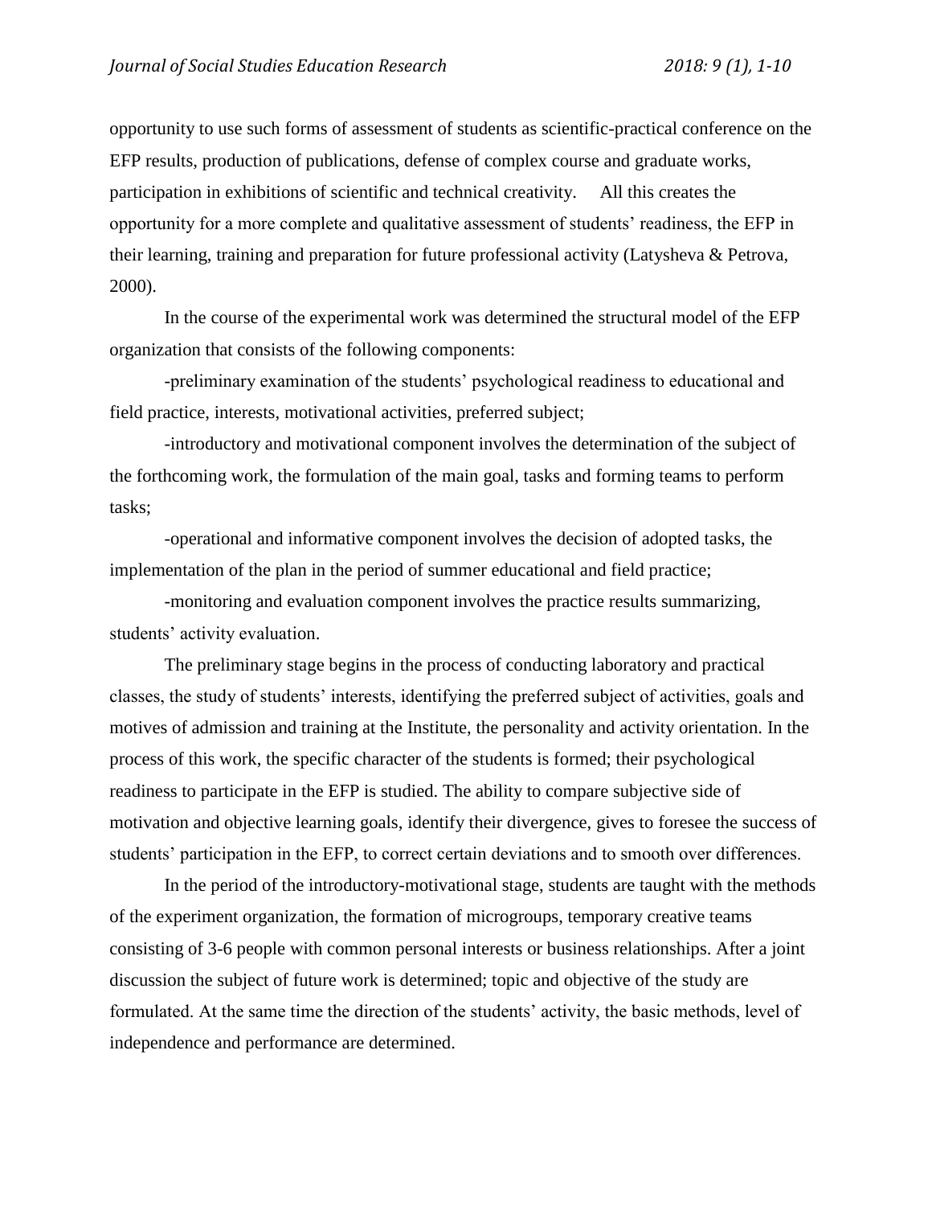opportunity to use such forms of assessment of students as scientific-practical conference on the EFP results, production of publications, defense of complex course and graduate works, participation in exhibitions of scientific and technical creativity. All this creates the opportunity for a more complete and qualitative assessment of students' readiness, the EFP in their learning, training and preparation for future professional activity (Latysheva & Petrova, 2000).

In the course of the experimental work was determined the structural model of the EFP organization that consists of the following components:

-preliminary examination of the students' psychological readiness to educational and field practice, interests, motivational activities, preferred subject;

-introductory and motivational component involves the determination of the subject of the forthcoming work, the formulation of the main goal, tasks and forming teams to perform tasks;

-operational and informative component involves the decision of adopted tasks, the implementation of the plan in the period of summer educational and field practice;

-monitoring and evaluation component involves the practice results summarizing, students' activity evaluation.

The preliminary stage begins in the process of conducting laboratory and practical classes, the study of students' interests, identifying the preferred subject of activities, goals and motives of admission and training at the Institute, the personality and activity orientation. In the process of this work, the specific character of the students is formed; their psychological readiness to participate in the EFP is studied. The ability to compare subjective side of motivation and objective learning goals, identify their divergence, gives to foresee the success of students' participation in the EFP, to correct certain deviations and to smooth over differences.

In the period of the introductory-motivational stage, students are taught with the methods of the experiment organization, the formation of microgroups, temporary creative teams consisting of 3-6 people with common personal interests or business relationships. After a joint discussion the subject of future work is determined; topic and objective of the study are formulated. At the same time the direction of the students' activity, the basic methods, level of independence and performance are determined.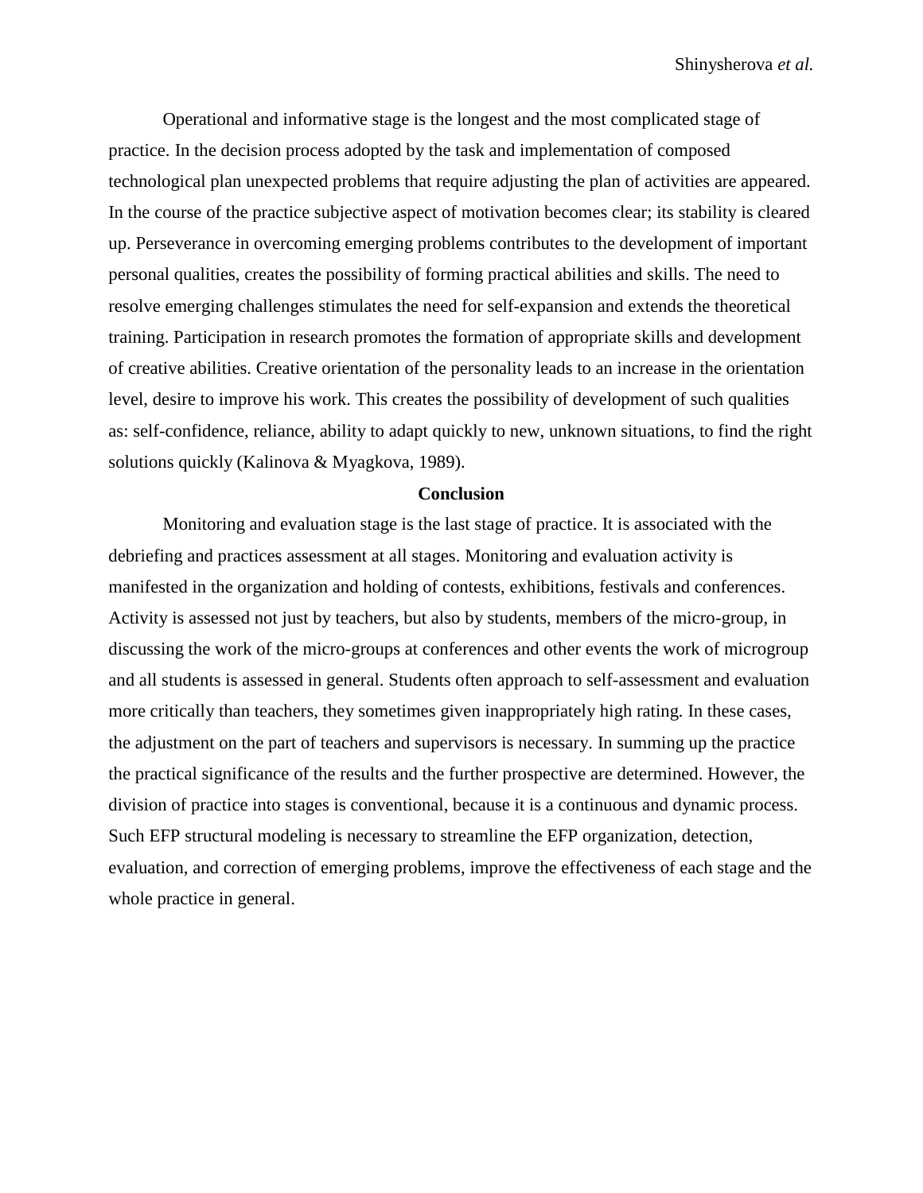Operational and informative stage is the longest and the most complicated stage of practice. In the decision process adopted by the task and implementation of composed technological plan unexpected problems that require adjusting the plan of activities are appeared. In the course of the practice subjective aspect of motivation becomes clear; its stability is cleared up. Perseverance in overcoming emerging problems contributes to the development of important personal qualities, creates the possibility of forming practical abilities and skills. The need to resolve emerging challenges stimulates the need for self-expansion and extends the theoretical training. Participation in research promotes the formation of appropriate skills and development of creative abilities. Creative orientation of the personality leads to an increase in the orientation level, desire to improve his work. This creates the possibility of development of such qualities as: self-confidence, reliance, ability to adapt quickly to new, unknown situations, to find the right solutions quickly (Kalinova & Myagkova, 1989).

## Conclusion

Monitoring and evaluation stage is the last stage of practice. It is associated with the debriefing and practices assessment at all stages. Monitoring and evaluation activity is manifested in the organization and holding of contests, exhibitions, festivals and conferences. Activity is assessed not just by teachers, but also by students, members of the micro-group, in discussing the work of the micro-groups at conferences and other events the work of microgroup and all students is assessed in general. Students often approach to self-assessment and evaluation more critically than teachers, they sometimes given inappropriately high rating. In these cases, the adjustment on the part of teachers and supervisors is necessary. In summing up the practice the practical significance of the results and the further prospective are determined. However, the division of practice into stages is conventional, because it is a continuous and dynamic process. Such EFP structural modeling is necessary to streamline the EFP organization, detection, evaluation, and correction of emerging problems, improve the effectiveness of each stage and the whole practice in general.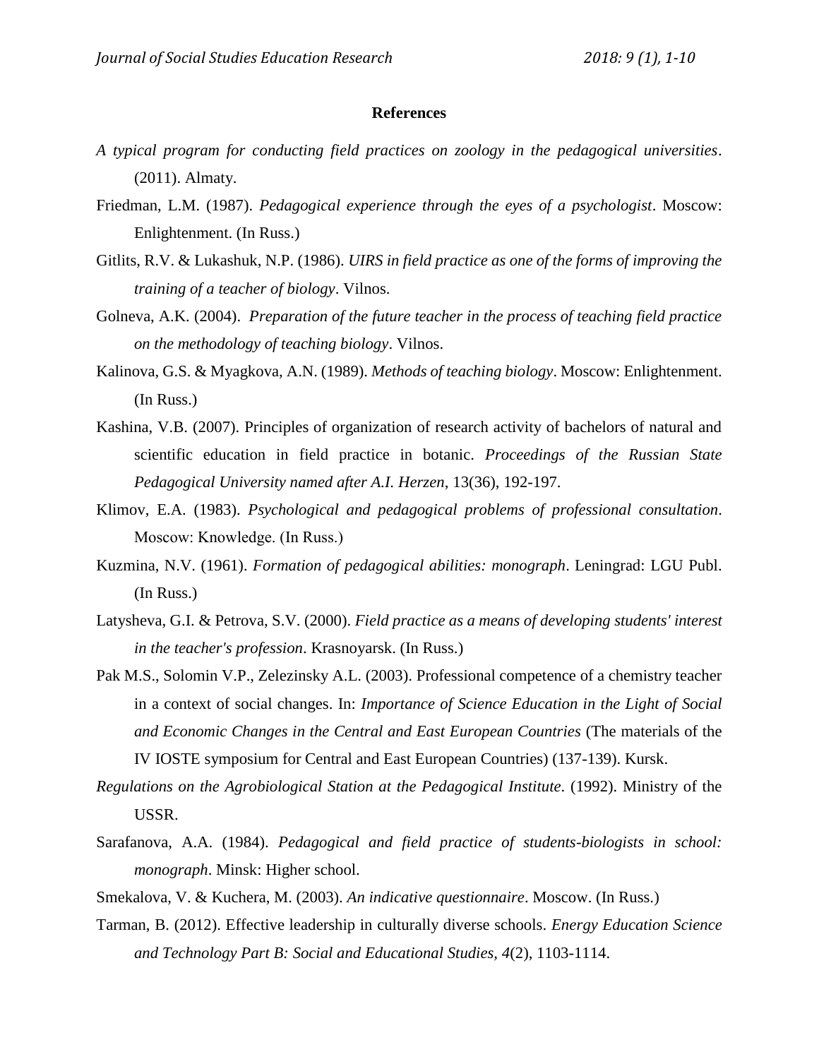**References**

*A typical program for conducting field practices on zoology in the pedagogical universities*. (2011). Almaty.

Friedman, L.M. (1987). *Pedagogical experience through the eyes of a psychologist*. Moscow: Enlightenment. (In Russ.)

Gitlits, R.V. & Lukashuk, N.P. (1986). *UIRS in field practice as one of the forms of improving the training of a teacher of biology*. Vilnos.

Golneva, A.K. (2004). *Preparation of the future teacher in the process of teaching field practice on the methodology of teaching biology*. Vilnos.

Kalinova, G.S. & Myagkova, A.N. (1989). *Methods of teaching biology*. Moscow: Enlightenment. (In Russ.)

Kashina, V.B. (2007). Principles of organization of research activity of bachelors of natural and scientific education in field practice in botanic. *Proceedings of the Russian State Pedagogical University named after A.I. Herzen*, 13(36), 192-197.

Klimov, E.A. (1983). *Psychological and pedagogical problems of professional consultation*. Moscow: Knowledge. (In Russ.)

Kuzmina, N.V. (1961). *Formation of pedagogical abilities: monograph*. Leningrad: LGU Publ. (In Russ.)

Latysheva, G.I. & Petrova, S.V. (2000). *Field practice as a means of developing students' interest in the teacher's profession*. Krasnoyarsk. (In Russ.)

Pak M.S., Solomin V.P., Zelezinsky A.L. (2003). Professional competence of a chemistry teacher in a context of social changes. In: *Importance of Science Education in the Light of Social and Economic Changes in the Central and East European Countries* (The materials of the IV IOSTE symposium for Central and East European Countries) (137-139). Kursk.

*Regulations on the Agrobiological Station at the Pedagogical Institute*. (1992). Ministry of the USSR.

Sarafanova, A.A. (1984). *Pedagogical and field practice of students-biologists in school: monograph*. Minsk: Higher school.

Smekalova, V. & Kuchera, M. (2003). *An indicative questionnaire*. Moscow. (In Russ.)

Tarman, B. (2012). Effective leadership in culturally diverse schools. *Energy Education Science and Technology Part B: Social and Educational Studies, 4*(2), 1103-1114.